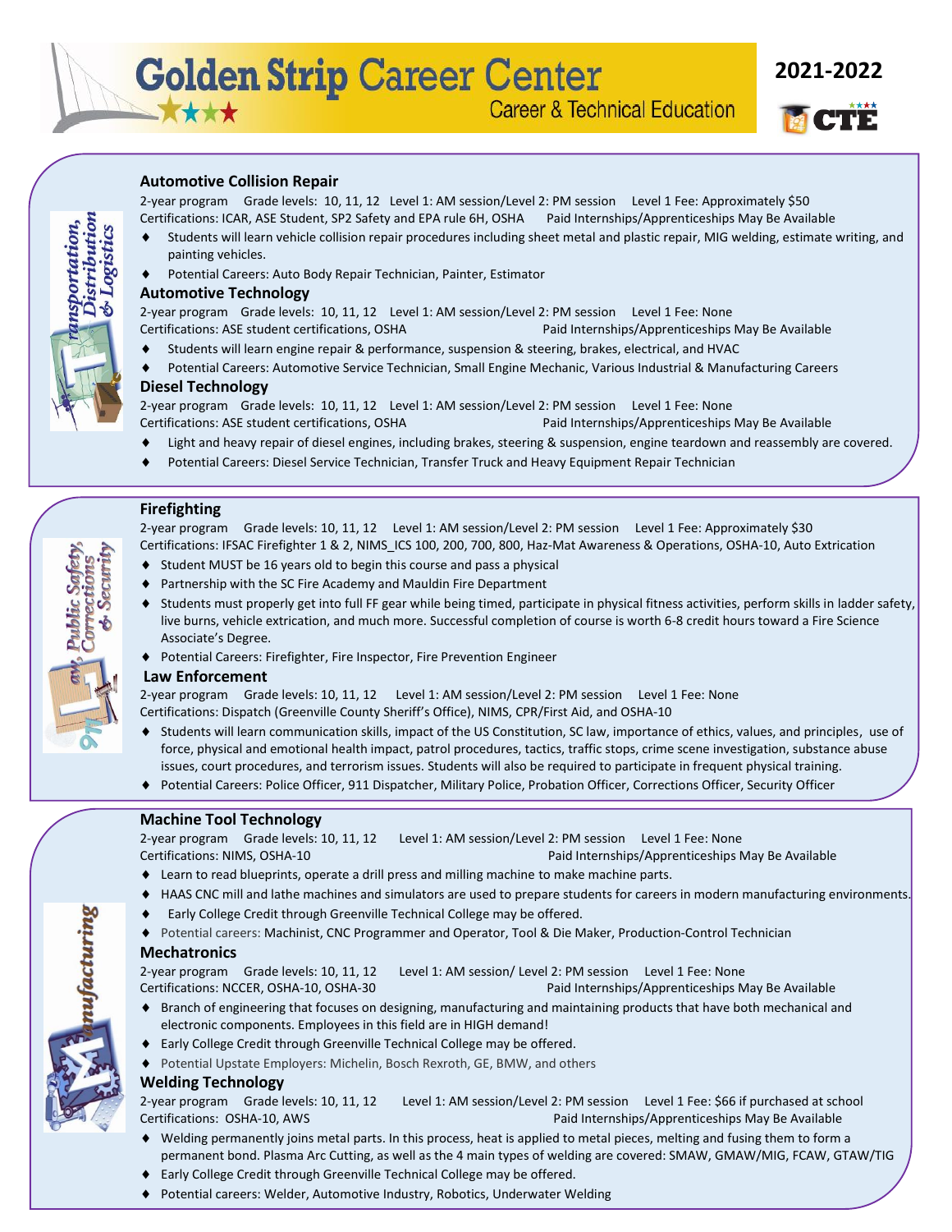# Golden Strip Career Center

Career & Technical Education

**2021-2022**

CTE

*Transportation, Distribution & Logistics*

## Automotive Collision Repair

2-year program  Grade levels: 10, 11, 12  Level 1: AM session/Level 2: PM session  Level 1 Fee: Approximately $50

Certifications: ICAR, ASE Student, SP2 Safety and EPA rule 6H, OSHA  Paid Internships/Apprenticeships May Be Available

- Students will learn vehicle collision repair procedures including sheet metal and plastic repair, MIG welding, estimate writing, and painting vehicles.
- Potential Careers: Auto Body Repair Technician, Painter, Estimator

## Automotive Technology

2-year program  Grade levels: 10, 11, 12  Level 1: AM session/Level 2: PM session  Level 1 Fee: None

Certifications: ASE student certifications, OSHA  Paid Internships/Apprenticeships May Be Available

- Students will learn engine repair & performance, suspension & steering, brakes, electrical, and HVAC
- Potential Careers: Automotive Service Technician, Small Engine Mechanic, Various Industrial & Manufacturing Careers

## Diesel Technology

2-year program  Grade levels: 10, 11, 12  Level 1: AM session/Level 2: PM session  Level 1 Fee: None

Certifications: ASE student certifications, OSHA  Paid Internships/Apprenticeships May Be Available

- Light and heavy repair of diesel engines, including brakes, steering & suspension, engine teardown and reassembly are covered.
- Potential Careers: Diesel Service Technician, Transfer Truck and Heavy Equipment Repair Technician

*Law, Public Safety, Corrections & Security*

## Firefighting

2-year program  Grade levels: 10, 11, 12  Level 1: AM session/Level 2: PM session  Level 1 Fee: Approximately $30

Certifications: IFSAC Firefighter 1 & 2, NIMS_ICS 100, 200, 700, 800, Haz-Mat Awareness & Operations, OSHA-10, Auto Extrication

- Student MUST be 16 years old to begin this course and pass a physical
- Partnership with the SC Fire Academy and Mauldin Fire Department
- Students must properly get into full FF gear while being timed, participate in physical fitness activities, perform skills in ladder safety, live burns, vehicle extraction, and much more. Successful completion of course is worth 6-8 credit hours toward a Fire Science Associate's Degree.
- Potential Careers: Firefighter, Fire Inspector, Fire Prevention Engineer

## Law Enforcement

2-year program  Grade levels: 10, 11, 12  Level 1: AM session/Level 2: PM session  Level 1 Fee: None

Certifications: Dispatch (Greenville County Sheriff's Office), NIMS, CPR/First Aid, and OSHA-10

- Students will learn communication skills, impact of the US Constitution, SC law, importance of ethics, values, and principles, use of force, physical and emotional health impact, patrol procedures, tactics, traffic stops, crime scene investigation, substance abuse issues, court procedures, and terrorism issues. Students will also be required to participate in frequent physical training.
- Potential Careers: Police Officer, 911 Dispatcher, Military Police, Probation Officer, Corrections Officer, Security Officer

*Manufacturing*

## Machine Tool Technology

2-year program  Grade levels: 10, 11, 12  Level 1: AM session/Level 2: PM session  Level 1 Fee: None

Certifications: NIMS, OSHA-10  Paid Internships/Apprenticeships May Be Available

- Learn to read blueprints, operate a drill press and milling machine to make machine parts.
- HAAS CNC mill and lathe machines and simulators are used to prepare students for careers in modern manufacturing environments.
- Early College Credit through Greenville Technical College may be offered.
- Potential careers: Machinist, CNC Programmer and Operator, Tool & Die Maker, Production-Control Technician

## Mechatronics

2-year program  Grade levels: 10, 11, 12  Level 1: AM session/ Level 2: PM session  Level 1 Fee: None

Certifications: NCCER, OSHA-10, OSHA-30  Paid Internships/Apprenticeships May Be Available

- Branch of engineering that focuses on designing, manufacturing and maintaining products that have both mechanical and electronic components. Employees in this field are in HIGH demand!
- Early College Credit through Greenville Technical College may be offered.
- Potential Upstate Employers: Michelin, Bosch Rexroth, GE, BMW, and others

## Welding Technology

2-year program  Grade levels: 10, 11, 12  Level 1: AM session/Level 2: PM session  Level 1 Fee: $66 if purchased at school

Certifications: OSHA-10, AWS  Paid Internships/Apprenticeships May Be Available

- Welding permanently joins metal parts. In this process, heat is applied to metal pieces, melting and fusing them to form a permanent bond. Plasma Arc Cutting, as well as the 4 main types of welding are covered: SMAW, GMAW/MIG, FCAW, GTAW/TIG
- Early College Credit through Greenville Technical College may be offered.
- Potential careers: Welder, Automotive Industry, Robotics, Underwater Welding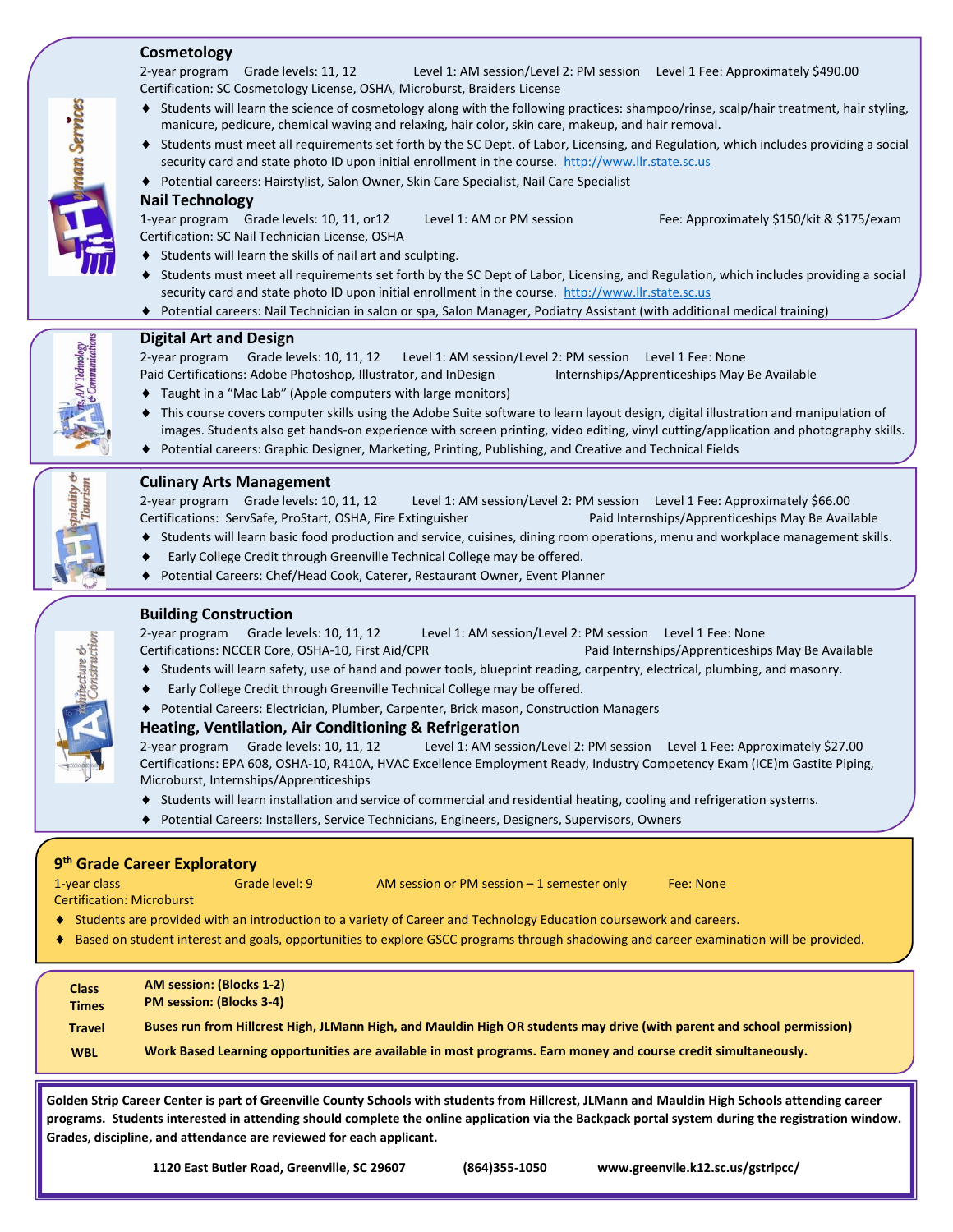### Cosmetology

2-year program  Grade levels: 11, 12  Level 1: AM session/Level 2: PM session  Level 1 Fee: Approximately $490.00
Certification: SC Cosmetology License, OSHA, Microburst, Braiders License

- Students will learn the science of cosmetology along with the following practices: shampoo/rinse, scalp/hair treatment, hair styling, manicure, pedicure, chemical waving and relaxing, hair color, skin care, makeup, and hair removal.
- Students must meet all requirements set forth by the SC Dept. of Labor, Licensing, and Regulation, which includes providing a social security card and state photo ID upon initial enrollment in the course. http://www.llr.state.sc.us
- Potential careers: Hairstylist, Salon Owner, Skin Care Specialist, Nail Care Specialist

### Nail Technology

1-year program  Grade levels: 10, 11, or12  Level 1: AM or PM session  Fee: Approximately $150/kit & $175/exam
Certification: SC Nail Technician License, OSHA

- Students will learn the skills of nail art and sculpting.
- Students must meet all requirements set forth by the SC Dept of Labor, Licensing, and Regulation, which includes providing a social security card and state photo ID upon initial enrollment in the course. http://www.llr.state.sc.us
- Potential careers: Nail Technician in salon or spa, Salon Manager, Podiatry Assistant (with additional medical training)

### Digital Art and Design

2-year program  Grade levels: 10, 11, 12  Level 1: AM session/Level 2: PM session  Level 1 Fee: None
Paid Certifications: Adobe Photoshop, Illustrator, and InDesign  Internships/Apprenticeships May Be Available

- Taught in a "Mac Lab" (Apple computers with large monitors)
- This course covers computer skills using the Adobe Suite software to learn layout design, digital illustration and manipulation of images. Students also get hands-on experience with screen printing, video editing, vinyl cutting/application and photography skills.
- Potential careers: Graphic Designer, Marketing, Printing, Publishing, and Creative and Technical Fields

### Culinary Arts Management

2-year program  Grade levels: 10, 11, 12  Level 1: AM session/Level 2: PM session  Level 1 Fee: Approximately $66.00
Certifications: ServSafe, ProStart, OSHA, Fire Extinguisher  Paid Internships/Apprenticeships May Be Available

- Students will learn basic food production and service, cuisines, dining room operations, menu and workplace management skills.
- Early College Credit through Greenville Technical College may be offered.
- Potential Careers: Chef/Head Cook, Caterer, Restaurant Owner, Event Planner

### Building Construction

2-year program  Grade levels: 10, 11, 12  Level 1: AM session/Level 2: PM session  Level 1 Fee: None
Certifications: NCCER Core, OSHA-10, First Aid/CPR  Paid Internships/Apprenticeships May Be Available

- Students will learn safety, use of hand and power tools, blueprint reading, carpentry, electrical, plumbing, and masonry.
- Early College Credit through Greenville Technical College may be offered.
- Potential Careers: Electrician, Plumber, Carpenter, Brick mason, Construction Managers

### Heating, Ventilation, Air Conditioning & Refrigeration

2-year program  Grade levels: 10, 11, 12  Level 1: AM session/Level 2: PM session  Level 1 Fee: Approximately $27.00
Certifications: EPA 608, OSHA-10, R410A, HVAC Excellence Employment Ready, Industry Competency Exam (ICE)m Gastite Piping, Microburst, Internships/Apprenticeships

- Students will learn installation and service of commercial and residential heating, cooling and refrigeration systems.
- Potential Careers: Installers, Service Technicians, Engineers, Designers, Supervisors, Owners

### 9th Grade Career Exploratory

1-year class  Grade level: 9  AM session or PM session – 1 semester only  Fee: None
Certification: Microburst

- Students are provided with an introduction to a variety of Career and Technology Education coursework and careers.
- Based on student interest and goals, opportunities to explore GSCC programs through shadowing and career examination will be provided.

| | |
|---|---|
| Class Times | **AM session: (Blocks 1-2)**<br>**PM session: (Blocks 3-4)** |
| Travel | **Buses run from Hillcrest High, JLMann High, and Mauldin High OR students may drive (with parent and school permission)** |
| WBL | **Work Based Learning opportunities are available in most programs. Earn money and course credit simultaneously.** |

**Golden Strip Career Center is part of Greenville County Schools with students from Hillcrest, JLMann and Mauldin High Schools attending career programs. Students interested in attending should complete the online application via the Backpack portal system during the registration window. Grades, discipline, and attendance are reviewed for each applicant.**

**1120 East Butler Road, Greenville, SC 29607  (864)355-1050  www.greenvile.k12.sc.us/gstripcc/**